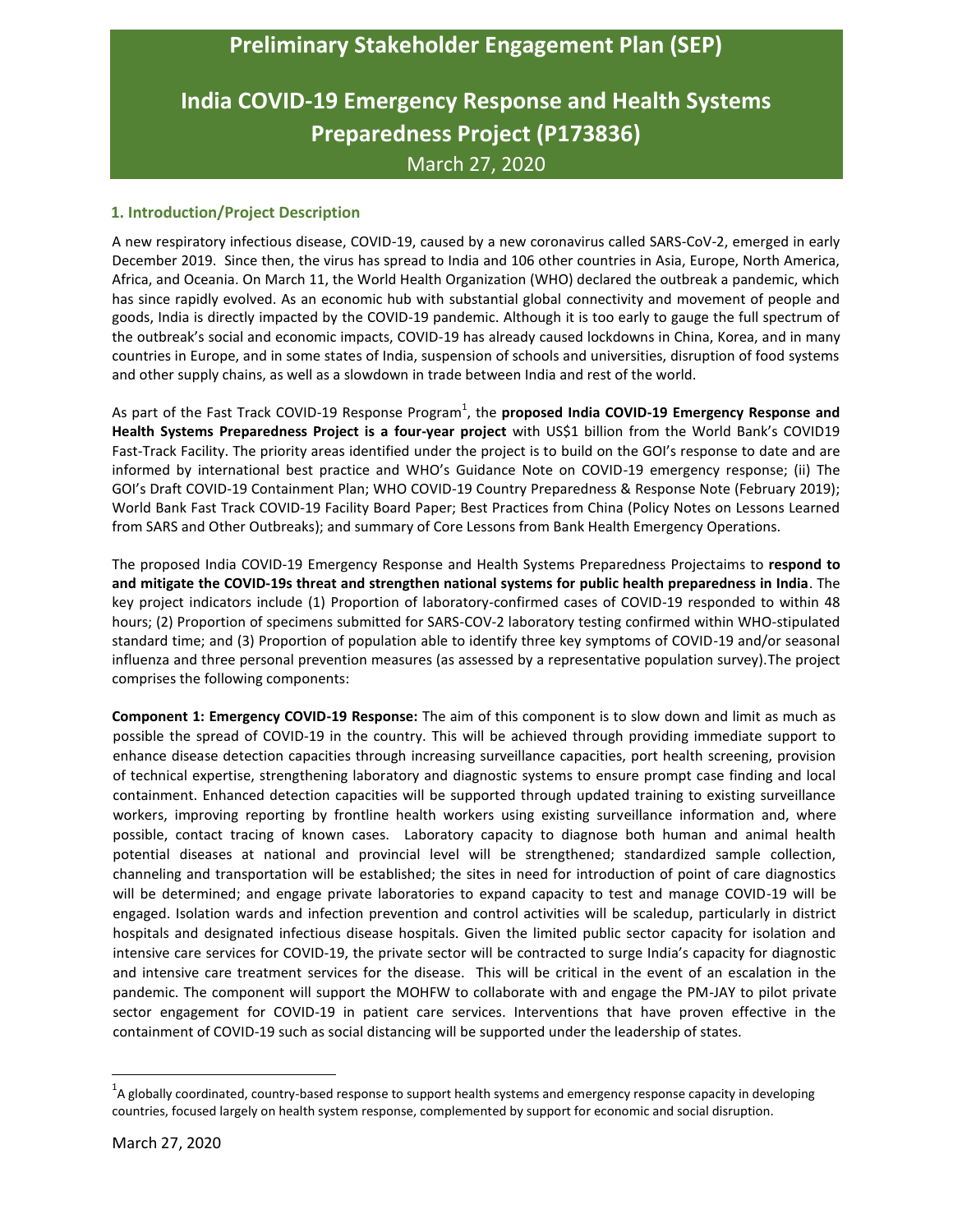# Preliminary Stakeholder Engagement Plan (SEP)

# India COVID-19 Emergency Response and Health Systems Preparedness Project (P173836)

March 27, 2020

## 1. Introduction/Project Description

A new respiratory infectious disease, COVID-19, caused by a new coronavirus called SARS-CoV-2, emerged in early December 2019. Since then, the virus has spread to India and 106 other countries in Asia, Europe, North America, Africa, and Oceania. On March 11, the World Health Organization (WHO) declared the outbreak a pandemic, which has since rapidly evolved. As an economic hub with substantial global connectivity and movement of people and goods, India is directly impacted by the COVID-19 pandemic. Although it is too early to gauge the full spectrum of the outbreak's social and economic impacts, COVID-19 has already caused lockdowns in China, Korea, and in many countries in Europe, and in some states of India, suspension of schools and universities, disruption of food systems and other supply chains, as well as a slowdown in trade between India and rest of the world.

As part of the Fast Track COVID-19 Response Program[1], the **proposed India COVID-19 Emergency Response and Health Systems Preparedness Project is a four-year project** with US$1 billion from the World Bank's COVID19 Fast-Track Facility. The priority areas identified under the project is to build on the GOI's response to date and are informed by international best practice and WHO's Guidance Note on COVID-19 emergency response; (ii) The GOI's Draft COVID-19 Containment Plan; WHO COVID-19 Country Preparedness & Response Note (February 2019); World Bank Fast Track COVID-19 Facility Board Paper; Best Practices from China (Policy Notes on Lessons Learned from SARS and Other Outbreaks); and summary of Core Lessons from Bank Health Emergency Operations.

The proposed India COVID-19 Emergency Response and Health Systems Preparedness Projectaims to **respond to and mitigate the COVID-19s threat and strengthen national systems for public health preparedness in India**. The key project indicators include (1) Proportion of laboratory-confirmed cases of COVID-19 responded to within 48 hours; (2) Proportion of specimens submitted for SARS-COV-2 laboratory testing confirmed within WHO-stipulated standard time; and (3) Proportion of population able to identify three key symptoms of COVID-19 and/or seasonal influenza and three personal prevention measures (as assessed by a representative population survey).The project comprises the following components:

**Component 1: Emergency COVID-19 Response:** The aim of this component is to slow down and limit as much as possible the spread of COVID-19 in the country. This will be achieved through providing immediate support to enhance disease detection capacities through increasing surveillance capacities, port health screening, provision of technical expertise, strengthening laboratory and diagnostic systems to ensure prompt case finding and local containment. Enhanced detection capacities will be supported through updated training to existing surveillance workers, improving reporting by frontline health workers using existing surveillance information and, where possible, contact tracing of known cases. Laboratory capacity to diagnose both human and animal health potential diseases at national and provincial level will be strengthened; standardized sample collection, channeling and transportation will be established; the sites in need for introduction of point of care diagnostics will be determined; and engage private laboratories to expand capacity to test and manage COVID-19 will be engaged. Isolation wards and infection prevention and control activities will be scaleup, particularly in district hospitals and designated infectious disease hospitals. Given the limited public sector capacity for isolation and intensive care services for COVID-19, the private sector will be contracted to surge India's capacity for diagnostic and intensive care treatment services for the disease. This will be critical in the event of an escalation in the pandemic. The component will support the MOHFW to collaborate with and engage the PM-JAY to pilot private sector engagement for COVID-19 in patient care services. Interventions that have proven effective in the containment of COVID-19 such as social distancing will be supported under the leadership of states.

[1] A globally coordinated, country-based response to support health systems and emergency response capacity in developing countries, focused largely on health system response, complemented by support for economic and social disruption.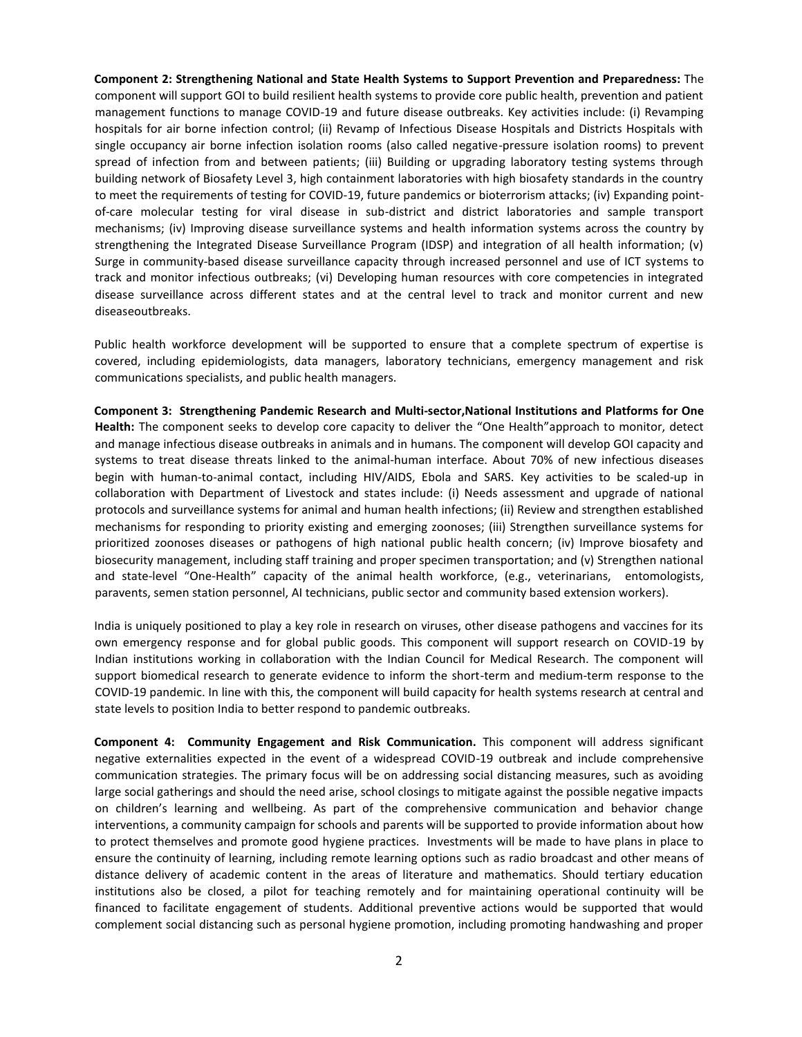**Component 2: Strengthening National and State Health Systems to Support Prevention and Preparedness:** The component will support GOI to build resilient health systems to provide core public health, prevention and patient management functions to manage COVID-19 and future disease outbreaks. Key activities include: (i) Revamping hospitals for air borne infection control; (ii) Revamp of Infectious Disease Hospitals and Districts Hospitals with single occupancy air borne infection isolation rooms (also called negative-pressure isolation rooms) to prevent spread of infection from and between patients; (iii) Building or upgrading laboratory testing systems through building network of Biosafety Level 3, high containment laboratories with high biosafety standards in the country to meet the requirements of testing for COVID-19, future pandemics or bioterrorism attacks; (iv) Expanding point-of-care molecular testing for viral disease in sub-district and district laboratories and sample transport mechanisms; (iv) Improving disease surveillance systems and health information systems across the country by strengthening the Integrated Disease Surveillance Program (IDSP) and integration of all health information; (v) Surge in community-based disease surveillance capacity through increased personnel and use of ICT systems to track and monitor infectious outbreaks; (vi) Developing human resources with core competencies in integrated disease surveillance across different states and at the central level to track and monitor current and new diseaseoutbreaks.

Public health workforce development will be supported to ensure that a complete spectrum of expertise is covered, including epidemiologists, data managers, laboratory technicians, emergency management and risk communications specialists, and public health managers.

**Component 3: Strengthening Pandemic Research and Multi-sector,National Institutions and Platforms for One Health:** The component seeks to develop core capacity to deliver the "One Health"approach to monitor, detect and manage infectious disease outbreaks in animals and in humans. The component will develop GOI capacity and systems to treat disease threats linked to the animal-human interface. About 70% of new infectious diseases begin with human-to-animal contact, including HIV/AIDS, Ebola and SARS. Key activities to be scaled-up in collaboration with Department of Livestock and states include: (i) Needs assessment and upgrade of national protocols and surveillance systems for animal and human health infections; (ii) Review and strengthen established mechanisms for responding to priority existing and emerging zoonoses; (iii) Strengthen surveillance systems for prioritized zoonoses diseases or pathogens of high national public health concern; (iv) Improve biosafety and biosecurity management, including staff training and proper specimen transportation; and (v) Strengthen national and state-level "One-Health" capacity of the animal health workforce, (e.g., veterinarians, entomologists, paravents, semen station personnel, AI technicians, public sector and community based extension workers).

India is uniquely positioned to play a key role in research on viruses, other disease pathogens and vaccines for its own emergency response and for global public goods. This component will support research on COVID-19 by Indian institutions working in collaboration with the Indian Council for Medical Research. The component will support biomedical research to generate evidence to inform the short-term and medium-term response to the COVID-19 pandemic. In line with this, the component will build capacity for health systems research at central and state levels to position India to better respond to pandemic outbreaks.

**Component 4: Community Engagement and Risk Communication.** This component will address significant negative externalities expected in the event of a widespread COVID-19 outbreak and include comprehensive communication strategies. The primary focus will be on addressing social distancing measures, such as avoiding large social gatherings and should the need arise, school closings to mitigate against the possible negative impacts on children's learning and wellbeing. As part of the comprehensive communication and behavior change interventions, a community campaign for schools and parents will be supported to provide information about how to protect themselves and promote good hygiene practices. Investments will be made to have plans in place to ensure the continuity of learning, including remote learning options such as radio broadcast and other means of distance delivery of academic content in the areas of literature and mathematics. Should tertiary education institutions also be closed, a pilot for teaching remotely and for maintaining operational continuity will be financed to facilitate engagement of students. Additional preventive actions would be supported that would complement social distancing such as personal hygiene promotion, including promoting handwashing and proper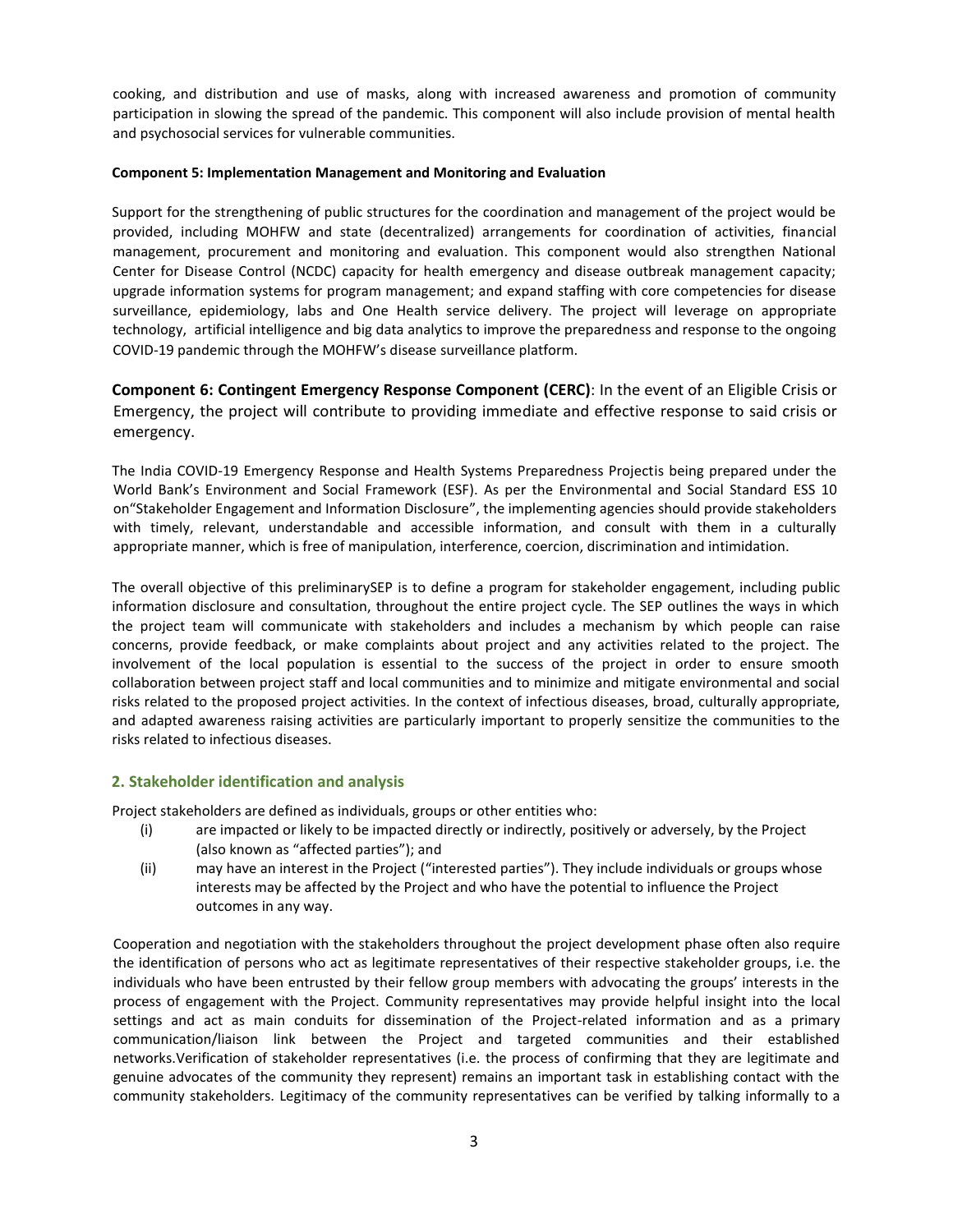cooking, and distribution and use of masks, along with increased awareness and promotion of community participation in slowing the spread of the pandemic. This component will also include provision of mental health and psychosocial services for vulnerable communities.

**Component 5: Implementation Management and Monitoring and Evaluation**

Support for the strengthening of public structures for the coordination and management of the project would be provided, including MOHFW and state (decentralized) arrangements for coordination of activities, financial management, procurement and monitoring and evaluation. This component would also strengthen National Center for Disease Control (NCDC) capacity for health emergency and disease outbreak management capacity; upgrade information systems for program management; and expand staffing with core competencies for disease surveillance, epidemiology, labs and One Health service delivery. The project will leverage on appropriate technology, artificial intelligence and big data analytics to improve the preparedness and response to the ongoing COVID-19 pandemic through the MOHFW's disease surveillance platform.

**Component 6: Contingent Emergency Response Component (CERC)**: In the event of an Eligible Crisis or Emergency, the project will contribute to providing immediate and effective response to said crisis or emergency.

The India COVID-19 Emergency Response and Health Systems Preparedness Projectis being prepared under the World Bank's Environment and Social Framework (ESF). As per the Environmental and Social Standard ESS 10 on"Stakeholder Engagement and Information Disclosure", the implementing agencies should provide stakeholders with timely, relevant, understandable and accessible information, and consult with them in a culturally appropriate manner, which is free of manipulation, interference, coercion, discrimination and intimidation.

The overall objective of this preliminarySEP is to define a program for stakeholder engagement, including public information disclosure and consultation, throughout the entire project cycle. The SEP outlines the ways in which the project team will communicate with stakeholders and includes a mechanism by which people can raise concerns, provide feedback, or make complaints about project and any activities related to the project. The involvement of the local population is essential to the success of the project in order to ensure smooth collaboration between project staff and local communities and to minimize and mitigate environmental and social risks related to the proposed project activities. In the context of infectious diseases, broad, culturally appropriate, and adapted awareness raising activities are particularly important to properly sensitize the communities to the risks related to infectious diseases.

## 2. Stakeholder identification and analysis

Project stakeholders are defined as individuals, groups or other entities who:

(i) are impacted or likely to be impacted directly or indirectly, positively or adversely, by the Project (also known as "affected parties"); and

(ii) may have an interest in the Project ("interested parties"). They include individuals or groups whose interests may be affected by the Project and who have the potential to influence the Project outcomes in any way.

Cooperation and negotiation with the stakeholders throughout the project development phase often also require the identification of persons who act as legitimate representatives of their respective stakeholder groups, i.e. the individuals who have been entrusted by their fellow group members with advocating the groups' interests in the process of engagement with the Project. Community representatives may provide helpful insight into the local settings and act as main conduits for dissemination of the Project-related information and as a primary communication/liaison link between the Project and targeted communities and their established networks.Verification of stakeholder representatives (i.e. the process of confirming that they are legitimate and genuine advocates of the community they represent) remains an important task in establishing contact with the community stakeholders. Legitimacy of the community representatives can be verified by talking informally to a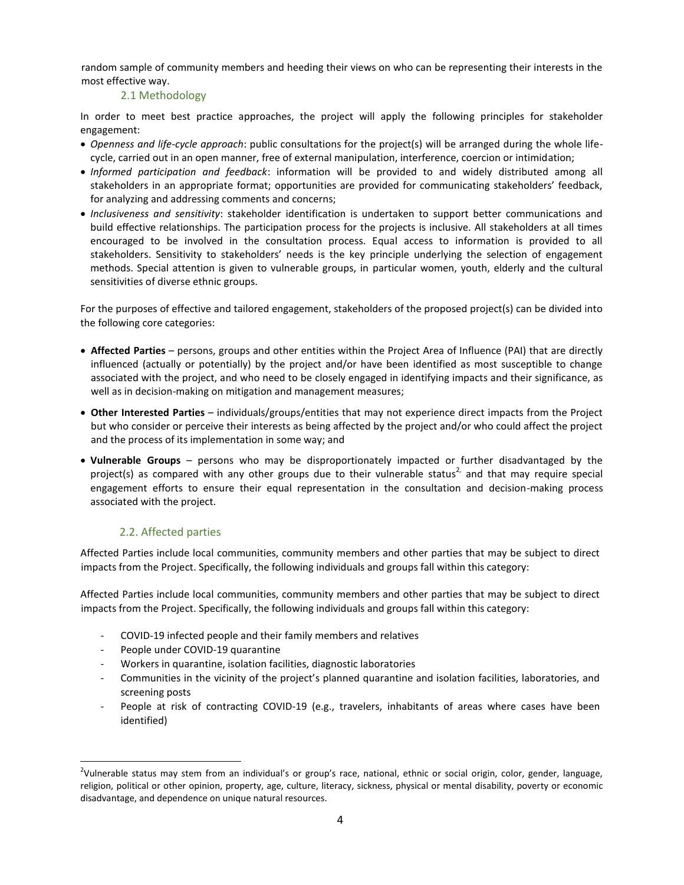random sample of community members and heeding their views on who can be representing their interests in the most effective way.

### 2.1 Methodology

In order to meet best practice approaches, the project will apply the following principles for stakeholder engagement:

- *Openness and life-cycle approach*: public consultations for the project(s) will be arranged during the whole life-cycle, carried out in an open manner, free of external manipulation, interference, coercion or intimidation;
- *Informed participation and feedback*: information will be provided to and widely distributed among all stakeholders in an appropriate format; opportunities are provided for communicating stakeholders' feedback, for analyzing and addressing comments and concerns;
- *Inclusiveness and sensitivity*: stakeholder identification is undertaken to support better communications and build effective relationships. The participation process for the projects is inclusive. All stakeholders at all times encouraged to be involved in the consultation process. Equal access to information is provided to all stakeholders. Sensitivity to stakeholders' needs is the key principle underlying the selection of engagement methods. Special attention is given to vulnerable groups, in particular women, youth, elderly and the cultural sensitivities of diverse ethnic groups.

For the purposes of effective and tailored engagement, stakeholders of the proposed project(s) can be divided into the following core categories:

- **Affected Parties** – persons, groups and other entities within the Project Area of Influence (PAI) that are directly influenced (actually or potentially) by the project and/or have been identified as most susceptible to change associated with the project, and who need to be closely engaged in identifying impacts and their significance, as well as in decision-making on mitigation and management measures;
- **Other Interested Parties** – individuals/groups/entities that may not experience direct impacts from the Project but who consider or perceive their interests as being affected by the project and/or who could affect the project and the process of its implementation in some way; and
- **Vulnerable Groups** – persons who may be disproportionately impacted or further disadvantaged by the project(s) as compared with any other groups due to their vulnerable status[2] and that may require special engagement efforts to ensure their equal representation in the consultation and decision-making process associated with the project.

### 2.2. Affected parties

Affected Parties include local communities, community members and other parties that may be subject to direct impacts from the Project. Specifically, the following individuals and groups fall within this category:

Affected Parties include local communities, community members and other parties that may be subject to direct impacts from the Project. Specifically, the following individuals and groups fall within this category:

- COVID-19 infected people and their family members and relatives
- People under COVID-19 quarantine
- Workers in quarantine, isolation facilities, diagnostic laboratories
- Communities in the vicinity of the project's planned quarantine and isolation facilities, laboratories, and screening posts
- People at risk of contracting COVID-19 (e.g., travelers, inhabitants of areas where cases have been identified)

[2] Vulnerable status may stem from an individual's or group's race, national, ethnic or social origin, color, gender, language, religion, political or other opinion, property, age, culture, literacy, sickness, physical or mental disability, poverty or economic disadvantage, and dependence on unique natural resources.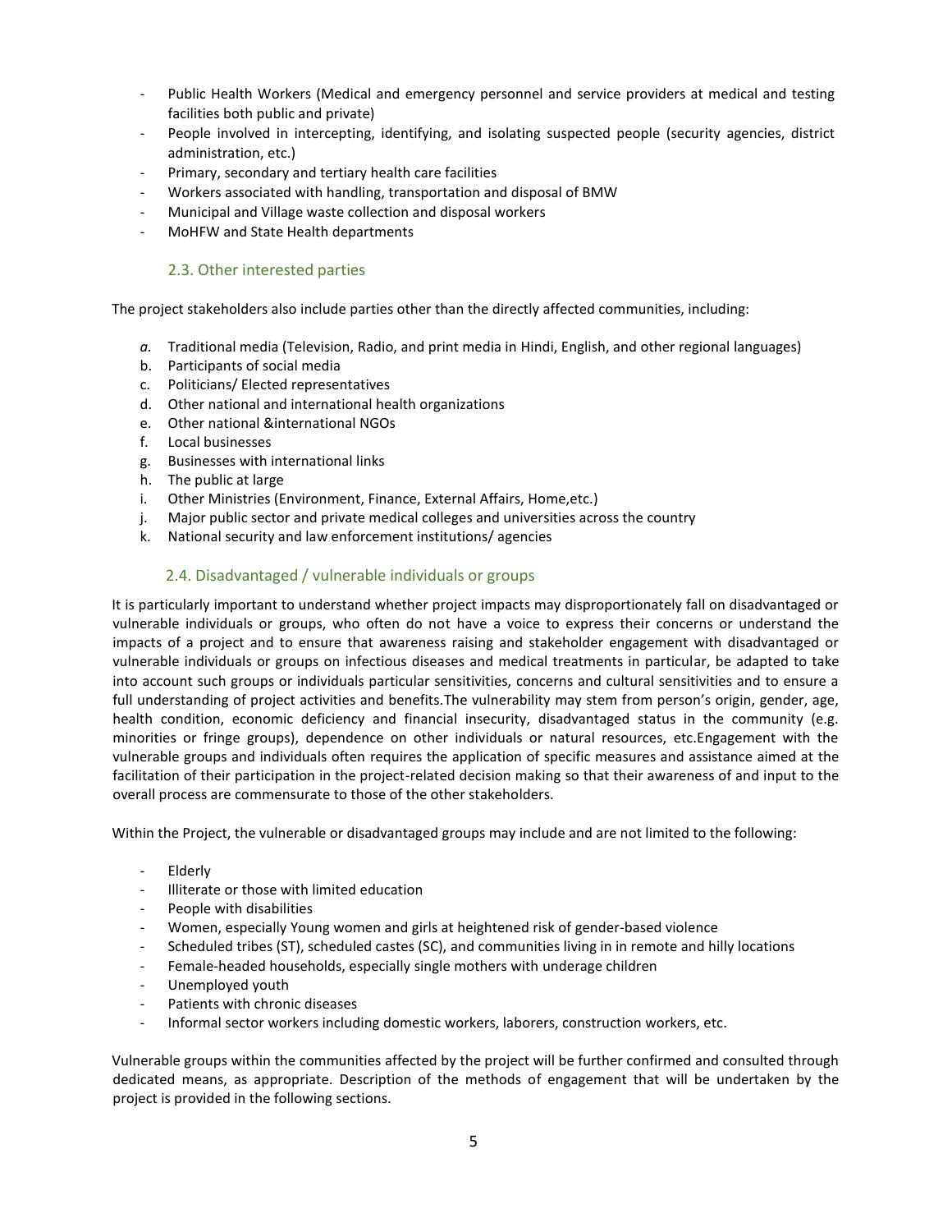- Public Health Workers (Medical and emergency personnel and service providers at medical and testing facilities both public and private)
- People involved in intercepting, identifying, and isolating suspected people (security agencies, district administration, etc.)
- Primary, secondary and tertiary health care facilities
- Workers associated with handling, transportation and disposal of BMW
- Municipal and Village waste collection and disposal workers
- MoHFW and State Health departments

### 2.3. Other interested parties

The project stakeholders also include parties other than the directly affected communities, including:

*a.* Traditional media (Television, Radio, and print media in Hindi, English, and other regional languages)
b. Participants of social media
c. Politicians/ Elected representatives
d. Other national and international health organizations
e. Other national &international NGOs
f. Local businesses
g. Businesses with international links
h. The public at large
i. Other Ministries (Environment, Finance, External Affairs, Home,etc.)
j. Major public sector and private medical colleges and universities across the country
k. National security and law enforcement institutions/ agencies

### 2.4. Disadvantaged / vulnerable individuals or groups

It is particularly important to understand whether project impacts may disproportionately fall on disadvantaged or vulnerable individuals or groups, who often do not have a voice to express their concerns or understand the impacts of a project and to ensure that awareness raising and stakeholder engagement with disadvantaged or vulnerable individuals or groups on infectious diseases and medical treatments in particular, be adapted to take into account such groups or individuals particular sensitivities, concerns and cultural sensitivities and to ensure a full understanding of project activities and benefits.The vulnerability may stem from person's origin, gender, age, health condition, economic deficiency and financial insecurity, disadvantaged status in the community (e.g. minorities or fringe groups), dependence on other individuals or natural resources, etc.Engagement with the vulnerable groups and individuals often requires the application of specific measures and assistance aimed at the facilitation of their participation in the project-related decision making so that their awareness of and input to the overall process are commensurate to those of the other stakeholders.

Within the Project, the vulnerable or disadvantaged groups may include and are not limited to the following:

- Elderly
- Illiterate or those with limited education
- People with disabilities
- Women, especially Young women and girls at heightened risk of gender-based violence
- Scheduled tribes (ST), scheduled castes (SC), and communities living in in remote and hilly locations
- Female-headed households, especially single mothers with underage children
- Unemployed youth
- Patients with chronic diseases
- Informal sector workers including domestic workers, laborers, construction workers, etc.

Vulnerable groups within the communities affected by the project will be further confirmed and consulted through dedicated means, as appropriate. Description of the methods of engagement that will be undertaken by the project is provided in the following sections.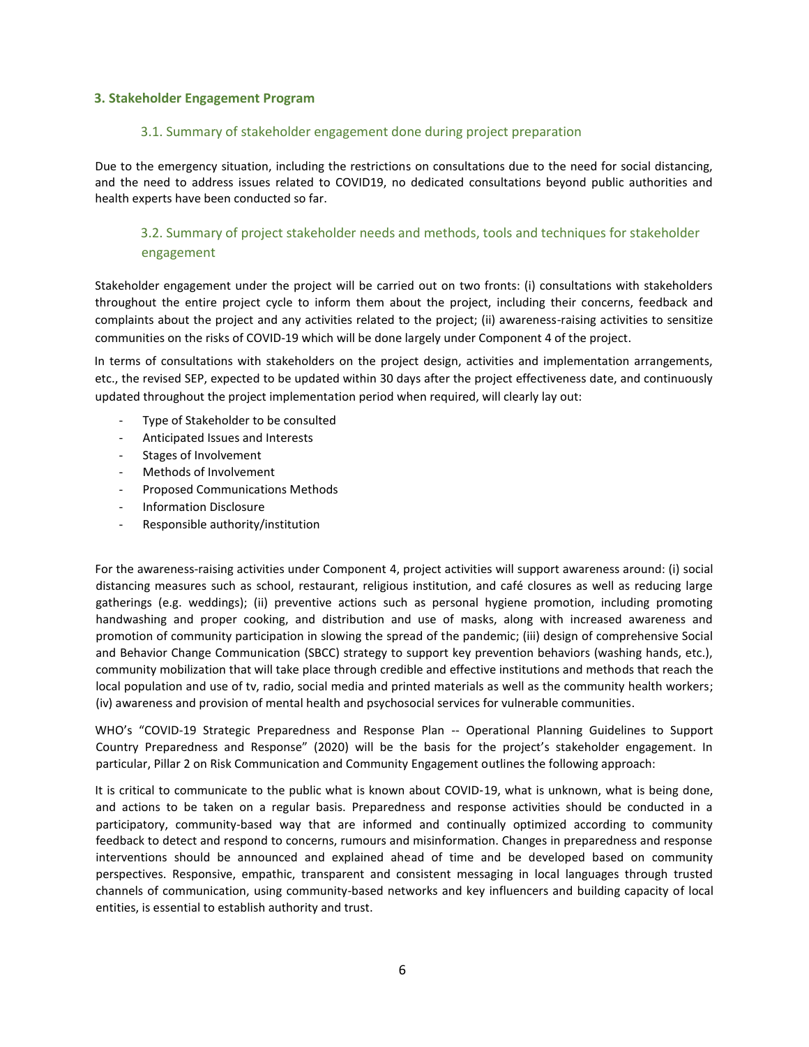## 3. Stakeholder Engagement Program

### 3.1. Summary of stakeholder engagement done during project preparation

Due to the emergency situation, including the restrictions on consultations due to the need for social distancing, and the need to address issues related to COVID19, no dedicated consultations beyond public authorities and health experts have been conducted so far.

### 3.2. Summary of project stakeholder needs and methods, tools and techniques for stakeholder engagement

Stakeholder engagement under the project will be carried out on two fronts: (i) consultations with stakeholders throughout the entire project cycle to inform them about the project, including their concerns, feedback and complaints about the project and any activities related to the project; (ii) awareness-raising activities to sensitize communities on the risks of COVID-19 which will be done largely under Component 4 of the project.

In terms of consultations with stakeholders on the project design, activities and implementation arrangements, etc., the revised SEP, expected to be updated within 30 days after the project effectiveness date, and continuously updated throughout the project implementation period when required, will clearly lay out:

- Type of Stakeholder to be consulted
- Anticipated Issues and Interests
- Stages of Involvement
- Methods of Involvement
- Proposed Communications Methods
- Information Disclosure
- Responsible authority/institution

For the awareness-raising activities under Component 4, project activities will support awareness around: (i) social distancing measures such as school, restaurant, religious institution, and café closures as well as reducing large gatherings (e.g. weddings); (ii) preventive actions such as personal hygiene promotion, including promoting handwashing and proper cooking, and distribution and use of masks, along with increased awareness and promotion of community participation in slowing the spread of the pandemic; (iii) design of comprehensive Social and Behavior Change Communication (SBCC) strategy to support key prevention behaviors (washing hands, etc.), community mobilization that will take place through credible and effective institutions and methods that reach the local population and use of tv, radio, social media and printed materials as well as the community health workers; (iv) awareness and provision of mental health and psychosocial services for vulnerable communities.

WHO's "COVID-19 Strategic Preparedness and Response Plan -- Operational Planning Guidelines to Support Country Preparedness and Response" (2020) will be the basis for the project's stakeholder engagement. In particular, Pillar 2 on Risk Communication and Community Engagement outlines the following approach:

It is critical to communicate to the public what is known about COVID-19, what is unknown, what is being done, and actions to be taken on a regular basis. Preparedness and response activities should be conducted in a participatory, community-based way that are informed and continually optimized according to community feedback to detect and respond to concerns, rumours and misinformation. Changes in preparedness and response interventions should be announced and explained ahead of time and be developed based on community perspectives. Responsive, empathic, transparent and consistent messaging in local languages through trusted channels of communication, using community-based networks and key influencers and building capacity of local entities, is essential to establish authority and trust.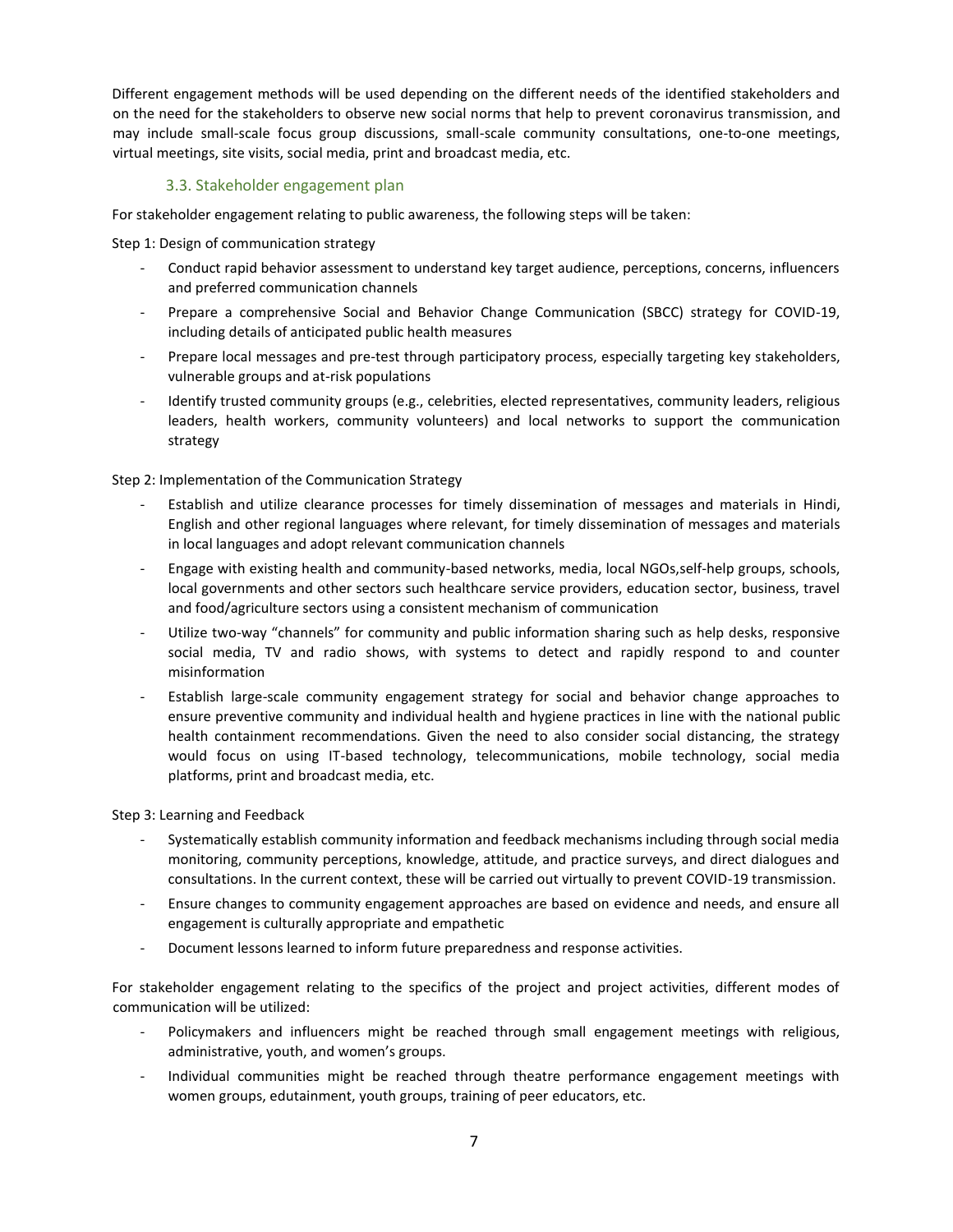Different engagement methods will be used depending on the different needs of the identified stakeholders and on the need for the stakeholders to observe new social norms that help to prevent coronavirus transmission, and may include small-scale focus group discussions, small-scale community consultations, one-to-one meetings, virtual meetings, site visits, social media, print and broadcast media, etc.

### 3.3. Stakeholder engagement plan

For stakeholder engagement relating to public awareness, the following steps will be taken:

Step 1: Design of communication strategy

- Conduct rapid behavior assessment to understand key target audience, perceptions, concerns, influencers and preferred communication channels
- Prepare a comprehensive Social and Behavior Change Communication (SBCC) strategy for COVID-19, including details of anticipated public health measures
- Prepare local messages and pre-test through participatory process, especially targeting key stakeholders, vulnerable groups and at-risk populations
- Identify trusted community groups (e.g., celebrities, elected representatives, community leaders, religious leaders, health workers, community volunteers) and local networks to support the communication strategy

Step 2: Implementation of the Communication Strategy

- Establish and utilize clearance processes for timely dissemination of messages and materials in Hindi, English and other regional languages where relevant, for timely dissemination of messages and materials in local languages and adopt relevant communication channels
- Engage with existing health and community-based networks, media, local NGOs,self-help groups, schools, local governments and other sectors such healthcare service providers, education sector, business, travel and food/agriculture sectors using a consistent mechanism of communication
- Utilize two-way "channels" for community and public information sharing such as help desks, responsive social media, TV and radio shows, with systems to detect and rapidly respond to and counter misinformation
- Establish large-scale community engagement strategy for social and behavior change approaches to ensure preventive community and individual health and hygiene practices in line with the national public health containment recommendations. Given the need to also consider social distancing, the strategy would focus on using IT-based technology, telecommunications, mobile technology, social media platforms, print and broadcast media, etc.

Step 3: Learning and Feedback

- Systematically establish community information and feedback mechanisms including through social media monitoring, community perceptions, knowledge, attitude, and practice surveys, and direct dialogues and consultations. In the current context, these will be carried out virtually to prevent COVID-19 transmission.
- Ensure changes to community engagement approaches are based on evidence and needs, and ensure all engagement is culturally appropriate and empathetic
- Document lessons learned to inform future preparedness and response activities.

For stakeholder engagement relating to the specifics of the project and project activities, different modes of communication will be utilized:

- Policymakers and influencers might be reached through small engagement meetings with religious, administrative, youth, and women's groups.
- Individual communities might be reached through theatre performance engagement meetings with women groups, edutainment, youth groups, training of peer educators, etc.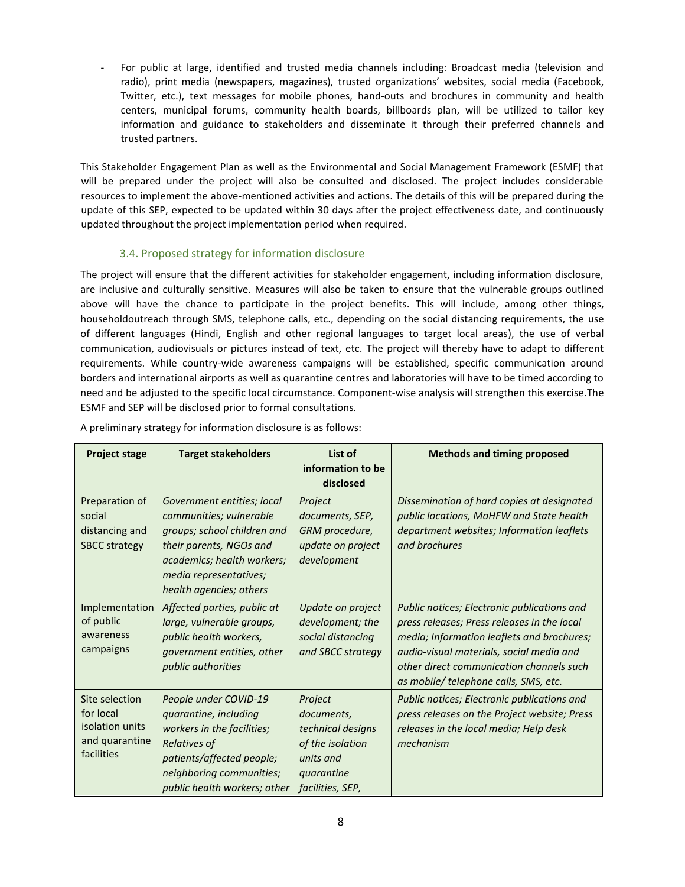- For public at large, identified and trusted media channels including: Broadcast media (television and radio), print media (newspapers, magazines), trusted organizations' websites, social media (Facebook, Twitter, etc.), text messages for mobile phones, hand-outs and brochures in community and health centers, municipal forums, community health boards, billboards plan, will be utilized to tailor key information and guidance to stakeholders and disseminate it through their preferred channels and trusted partners.

This Stakeholder Engagement Plan as well as the Environmental and Social Management Framework (ESMF) that will be prepared under the project will also be consulted and disclosed. The project includes considerable resources to implement the above-mentioned activities and actions. The details of this will be prepared during the update of this SEP, expected to be updated within 30 days after the project effectiveness date, and continuously updated throughout the project implementation period when required.

### 3.4. Proposed strategy for information disclosure

The project will ensure that the different activities for stakeholder engagement, including information disclosure, are inclusive and culturally sensitive. Measures will also be taken to ensure that the vulnerable groups outlined above will have the chance to participate in the project benefits. This will include, among other things, householdoutreach through SMS, telephone calls, etc., depending on the social distancing requirements, the use of different languages (Hindi, English and other regional languages to target local areas), the use of verbal communication, audiovisuals or pictures instead of text, etc. The project will thereby have to adapt to different requirements. While country-wide awareness campaigns will be established, specific communication around borders and international airports as well as quarantine centres and laboratories will have to be timed according to need and be adjusted to the specific local circumstance. Component-wise analysis will strengthen this exercise.The ESMF and SEP will be disclosed prior to formal consultations.

A preliminary strategy for information disclosure is as follows:

| Project stage | Target stakeholders | List of information to be disclosed | Methods and timing proposed |
|---|---|---|---|
| Preparation of social distancing and SBCC strategy | *Government entities; local communities; vulnerable groups; school children and their parents, NGOs and academics; health workers; media representatives; health agencies; others* | *Project documents, SEP, GRM procedure, update on project development* | *Dissemination of hard copies at designated public locations, MoHFW and State health department websites; Information leaflets and brochures* |
| Implementation of public awareness campaigns | *Affected parties, public at large, vulnerable groups, public health workers, government entities, other public authorities* | *Update on project development; the social distancing and SBCC strategy* | *Public notices; Electronic publications and press releases; Press releases in the local media; Information leaflets and brochures; audio-visual materials, social media and other direct communication channels such as mobile/ telephone calls, SMS, etc.* |
| Site selection for local isolation units and quarantine facilities | *People under COVID-19 quarantine, including workers in the facilities; Relatives of patients/affected people; neighboring communities; public health workers; other* | *Project documents, technical designs of the isolation units and quarantine facilities, SEP,* | *Public notices; Electronic publications and press releases on the Project website; Press releases in the local media; Help desk mechanism* |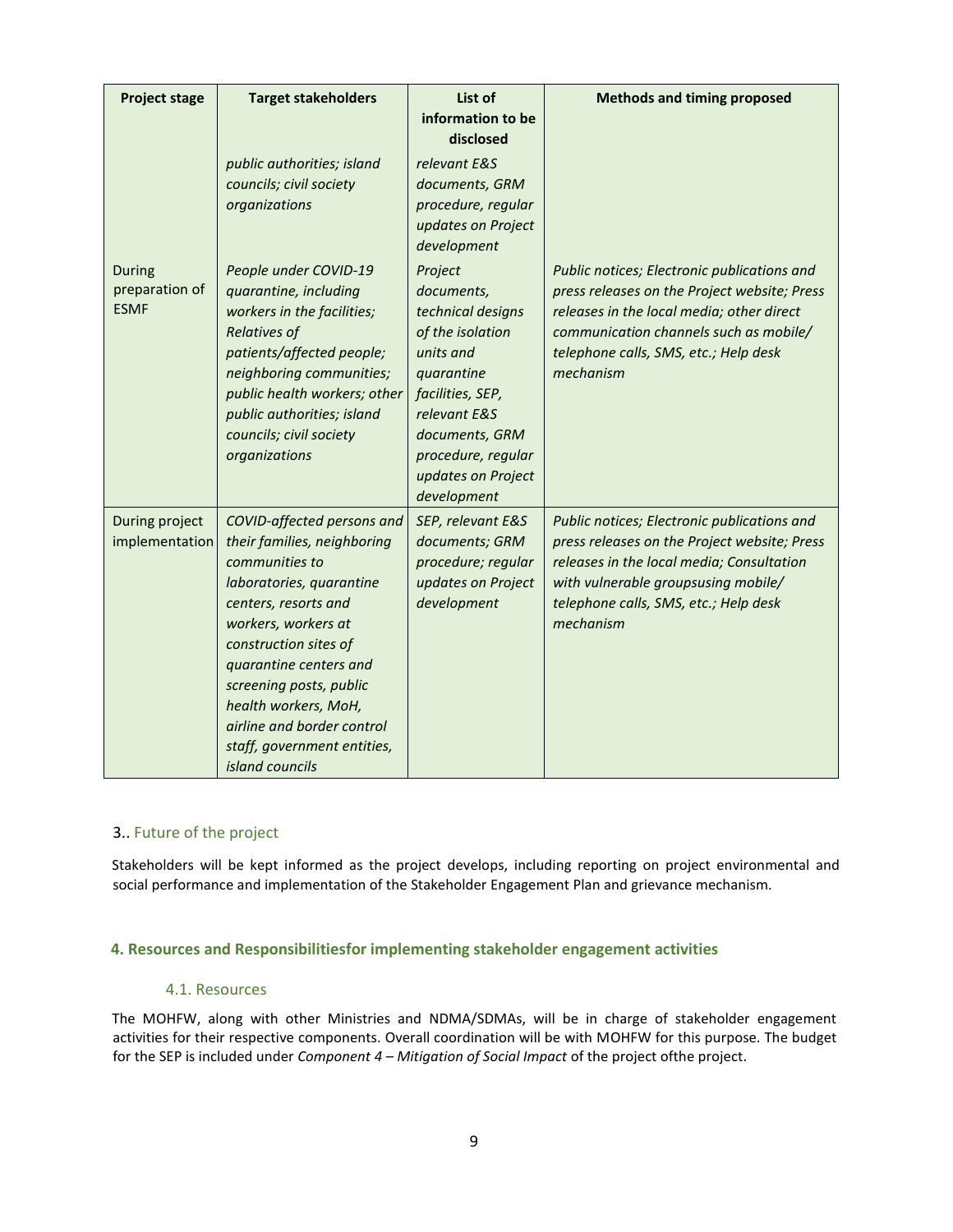| Project stage | Target stakeholders | List of information to be disclosed | Methods and timing proposed |
|---|---|---|---|
| | *public authorities; island councils; civil society organizations* | *relevant E&S documents, GRM procedure, regular updates on Project development* | |
| During preparation of ESMF | *People under COVID-19 quarantine, including workers in the facilities; Relatives of patients/affected people; neighboring communities; public health workers; other public authorities; island councils; civil society organizations* | *Project documents, technical designs of the isolation units and quarantine facilities, SEP, relevant E&S documents, GRM procedure, regular updates on Project development* | *Public notices; Electronic publications and press releases on the Project website; Press releases in the local media; other direct communication channels such as mobile/ telephone calls, SMS, etc.; Help desk mechanism* |
| During project implementation | *COVID-affected persons and their families, neighboring communities to laboratories, quarantine centers, resorts and workers, workers at construction sites of quarantine centers and screening posts, public health workers, MoH, airline and border control staff, government entities, island councils* | *SEP, relevant E&S documents; GRM procedure; regular updates on Project development* | *Public notices; Electronic publications and press releases on the Project website; Press releases in the local media; Consultation with vulnerable groupsusing mobile/ telephone calls, SMS, etc.; Help desk mechanism* |

## 3.. Future of the project

Stakeholders will be kept informed as the project develops, including reporting on project environmental and social performance and implementation of the Stakeholder Engagement Plan and grievance mechanism.

## 4. Resources and Responsibilitiesfor implementing stakeholder engagement activities

### 4.1. Resources

The MOHFW, along with other Ministries and NDMA/SDMAs, will be in charge of stakeholder engagement activities for their respective components. Overall coordination will be with MOHFW for this purpose. The budget for the SEP is included under *Component 4 – Mitigation of Social Impact* of the project ofthe project.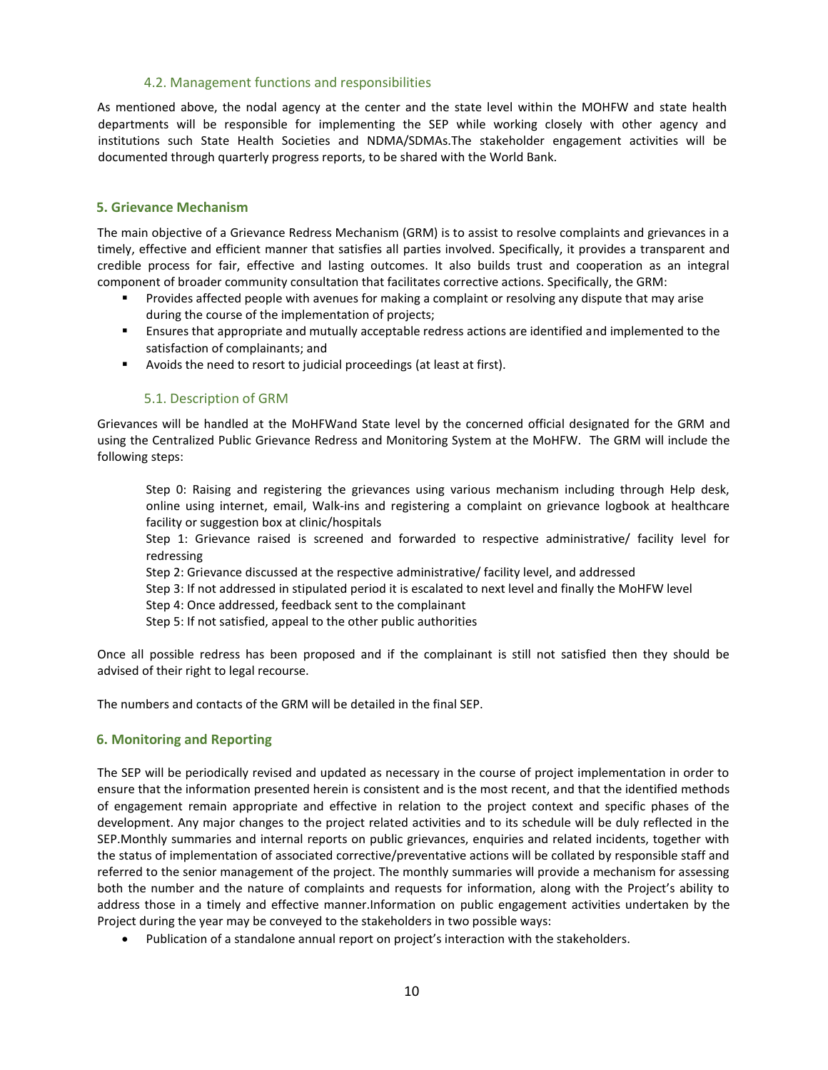### 4.2. Management functions and responsibilities

As mentioned above, the nodal agency at the center and the state level within the MOHFW and state health departments will be responsible for implementing the SEP while working closely with other agency and institutions such State Health Societies and NDMA/SDMAs.The stakeholder engagement activities will be documented through quarterly progress reports, to be shared with the World Bank.

## 5. Grievance Mechanism

The main objective of a Grievance Redress Mechanism (GRM) is to assist to resolve complaints and grievances in a timely, effective and efficient manner that satisfies all parties involved. Specifically, it provides a transparent and credible process for fair, effective and lasting outcomes. It also builds trust and cooperation as an integral component of broader community consultation that facilitates corrective actions. Specifically, the GRM:

- Provides affected people with avenues for making a complaint or resolving any dispute that may arise during the course of the implementation of projects;
- Ensures that appropriate and mutually acceptable redress actions are identified and implemented to the satisfaction of complainants; and
- Avoids the need to resort to judicial proceedings (at least at first).

### 5.1. Description of GRM

Grievances will be handled at the MoHFWand State level by the concerned official designated for the GRM and using the Centralized Public Grievance Redress and Monitoring System at the MoHFW. The GRM will include the following steps:

Step 0: Raising and registering the grievances using various mechanism including through Help desk, online using internet, email, Walk-ins and registering a complaint on grievance logbook at healthcare facility or suggestion box at clinic/hospitals

Step 1: Grievance raised is screened and forwarded to respective administrative/ facility level for redressing

Step 2: Grievance discussed at the respective administrative/ facility level, and addressed

Step 3: If not addressed in stipulated period it is escalated to next level and finally the MoHFW level

Step 4: Once addressed, feedback sent to the complainant

Step 5: If not satisfied, appeal to the other public authorities

Once all possible redress has been proposed and if the complainant is still not satisfied then they should be advised of their right to legal recourse.

The numbers and contacts of the GRM will be detailed in the final SEP.

## 6. Monitoring and Reporting

The SEP will be periodically revised and updated as necessary in the course of project implementation in order to ensure that the information presented herein is consistent and is the most recent, and that the identified methods of engagement remain appropriate and effective in relation to the project context and specific phases of the development. Any major changes to the project related activities and to its schedule will be duly reflected in the SEP.Monthly summaries and internal reports on public grievances, enquiries and related incidents, together with the status of implementation of associated corrective/preventative actions will be collated by responsible staff and referred to the senior management of the project. The monthly summaries will provide a mechanism for assessing both the number and the nature of complaints and requests for information, along with the Project's ability to address those in a timely and effective manner.Information on public engagement activities undertaken by the Project during the year may be conveyed to the stakeholders in two possible ways:

- Publication of a standalone annual report on project's interaction with the stakeholders.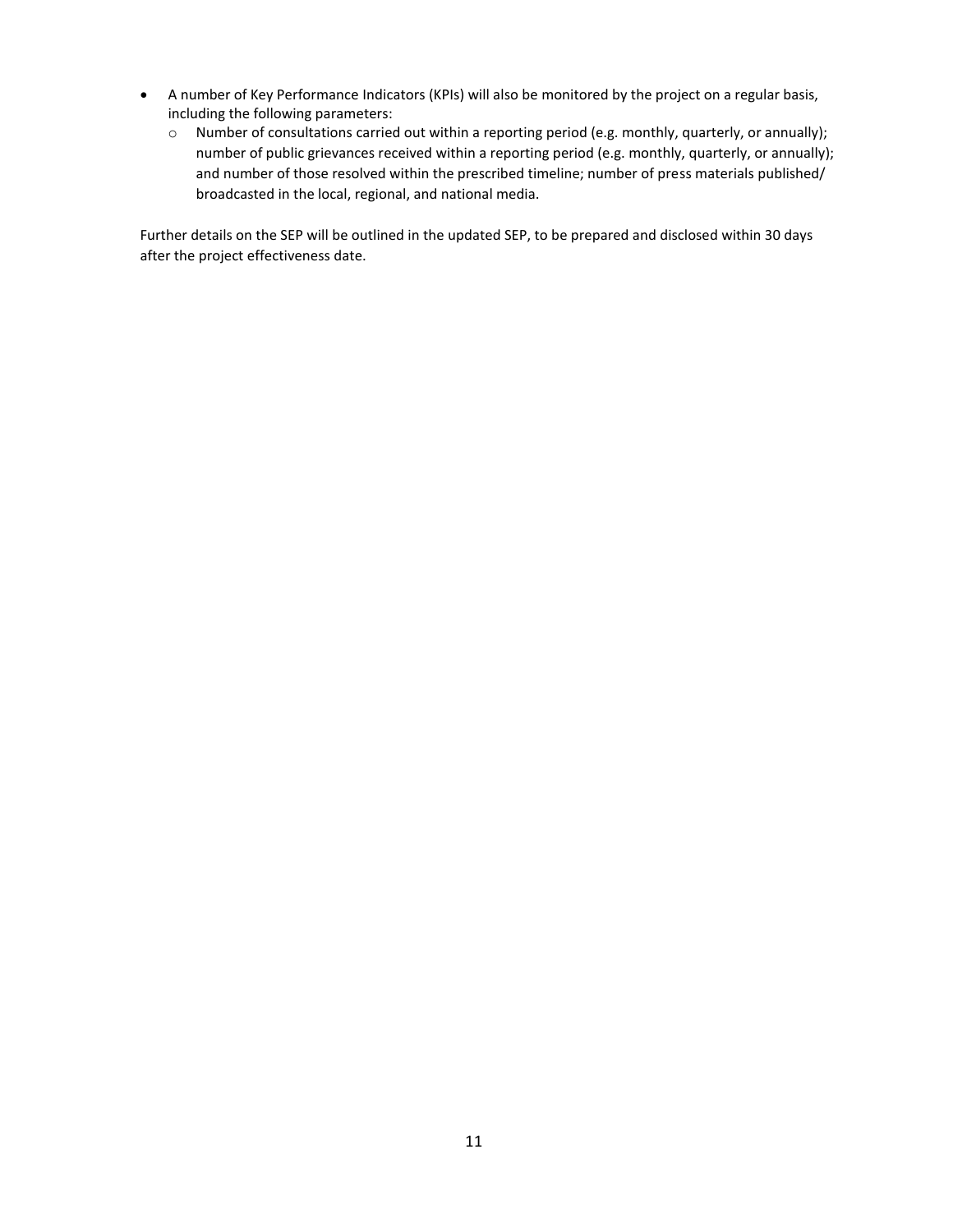- A number of Key Performance Indicators (KPIs) will also be monitored by the project on a regular basis, including the following parameters:
  - Number of consultations carried out within a reporting period (e.g. monthly, quarterly, or annually); number of public grievances received within a reporting period (e.g. monthly, quarterly, or annually); and number of those resolved within the prescribed timeline; number of press materials published/ broadcasted in the local, regional, and national media.

Further details on the SEP will be outlined in the updated SEP, to be prepared and disclosed within 30 days after the project effectiveness date.